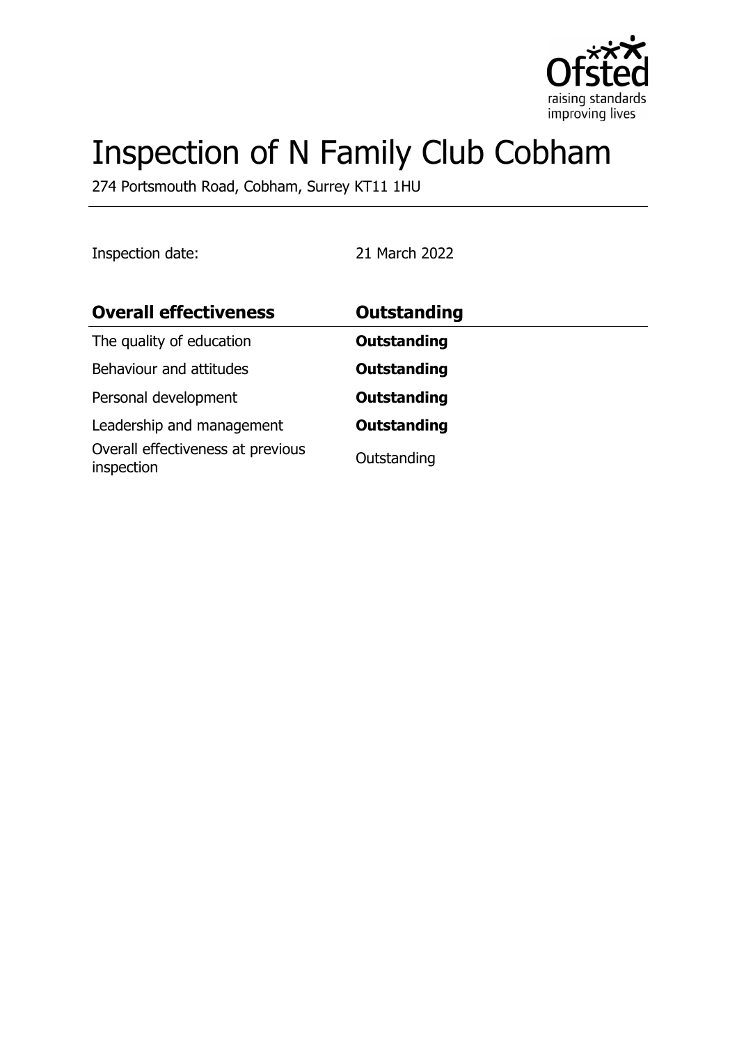# Inspection of N Family Club Cobham

274 Portsmouth Road, Cobham, Surrey KT11 1HU

Inspection date: 21 March 2022

| Overall effectiveness | Outstanding |
| --- | --- |
| The quality of education | **Outstanding** |
| Behaviour and attitudes | **Outstanding** |
| Personal development | **Outstanding** |
| Leadership and management | **Outstanding** |
| Overall effectiveness at previous inspection | Outstanding |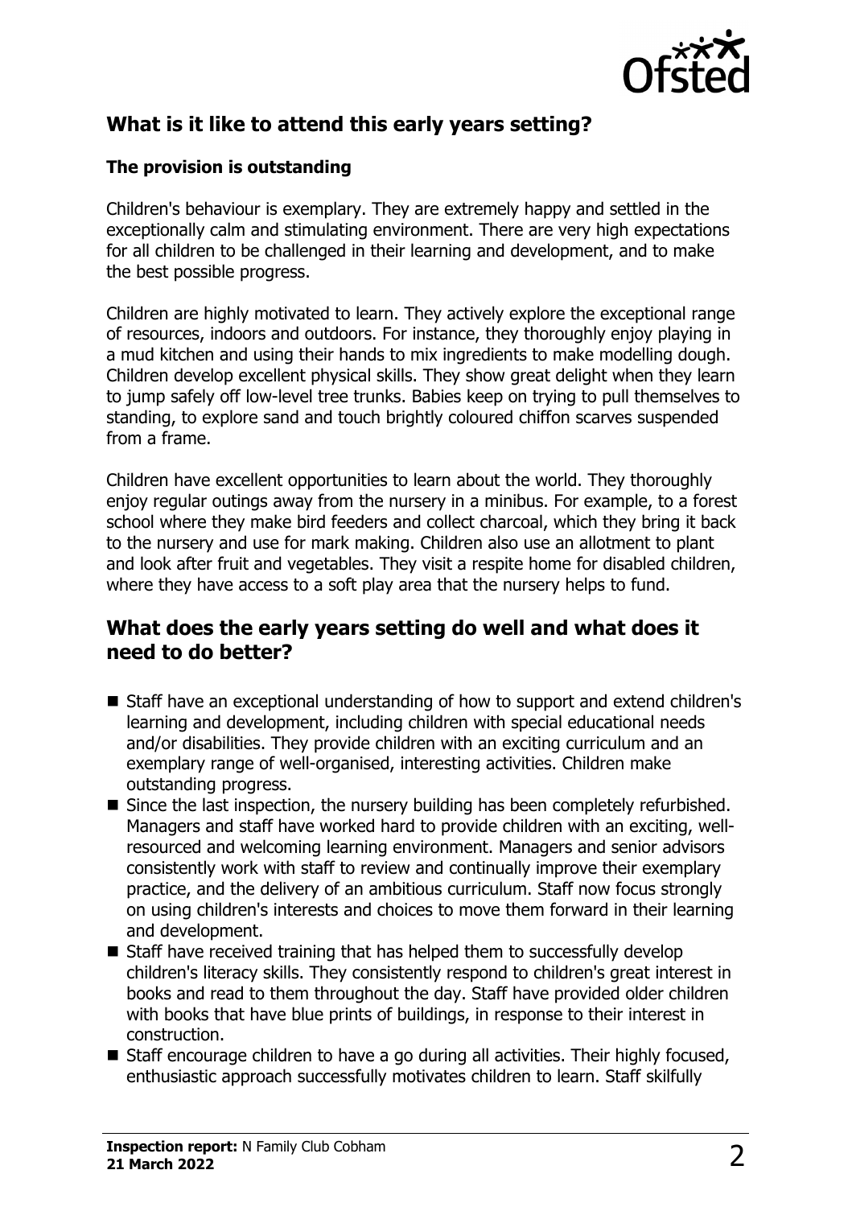## What is it like to attend this early years setting?

### The provision is outstanding

Children's behaviour is exemplary. They are extremely happy and settled in the exceptionally calm and stimulating environment. There are very high expectations for all children to be challenged in their learning and development, and to make the best possible progress.

Children are highly motivated to learn. They actively explore the exceptional range of resources, indoors and outdoors. For instance, they thoroughly enjoy playing in a mud kitchen and using their hands to mix ingredients to make modelling dough. Children develop excellent physical skills. They show great delight when they learn to jump safely off low-level tree trunks. Babies keep on trying to pull themselves to standing, to explore sand and touch brightly coloured chiffon scarves suspended from a frame.

Children have excellent opportunities to learn about the world. They thoroughly enjoy regular outings away from the nursery in a minibus. For example, to a forest school where they make bird feeders and collect charcoal, which they bring it back to the nursery and use for mark making. Children also use an allotment to plant and look after fruit and vegetables. They visit a respite home for disabled children, where they have access to a soft play area that the nursery helps to fund.

## What does the early years setting do well and what does it need to do better?

- Staff have an exceptional understanding of how to support and extend children's learning and development, including children with special educational needs and/or disabilities. They provide children with an exciting curriculum and an exemplary range of well-organised, interesting activities. Children make outstanding progress.
- Since the last inspection, the nursery building has been completely refurbished. Managers and staff have worked hard to provide children with an exciting, well-resourced and welcoming learning environment. Managers and senior advisors consistently work with staff to review and continually improve their exemplary practice, and the delivery of an ambitious curriculum. Staff now focus strongly on using children's interests and choices to move them forward in their learning and development.
- Staff have received training that has helped them to successfully develop children's literacy skills. They consistently respond to children's great interest in books and read to them throughout the day. Staff have provided older children with books that have blue prints of buildings, in response to their interest in construction.
- Staff encourage children to have a go during all activities. Their highly focused, enthusiastic approach successfully motivates children to learn. Staff skilfully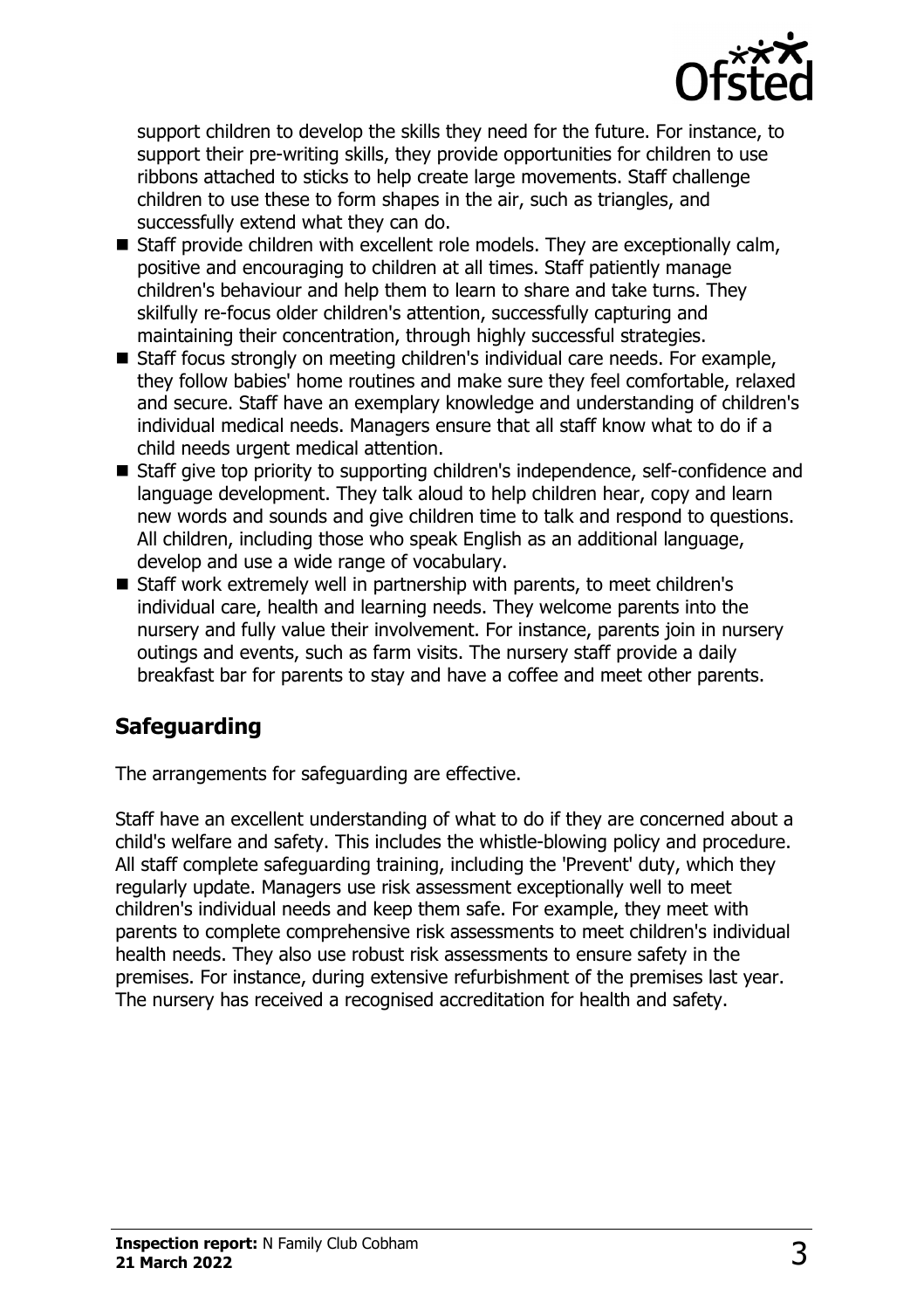support children to develop the skills they need for the future. For instance, to support their pre-writing skills, they provide opportunities for children to use ribbons attached to sticks to help create large movements. Staff challenge children to use these to form shapes in the air, such as triangles, and successfully extend what they can do.

- Staff provide children with excellent role models. They are exceptionally calm, positive and encouraging to children at all times. Staff patiently manage children's behaviour and help them to learn to share and take turns. They skilfully re-focus older children's attention, successfully capturing and maintaining their concentration, through highly successful strategies.
- Staff focus strongly on meeting children's individual care needs. For example, they follow babies' home routines and make sure they feel comfortable, relaxed and secure. Staff have an exemplary knowledge and understanding of children's individual medical needs. Managers ensure that all staff know what to do if a child needs urgent medical attention.
- Staff give top priority to supporting children's independence, self-confidence and language development. They talk aloud to help children hear, copy and learn new words and sounds and give children time to talk and respond to questions. All children, including those who speak English as an additional language, develop and use a wide range of vocabulary.
- Staff work extremely well in partnership with parents, to meet children's individual care, health and learning needs. They welcome parents into the nursery and fully value their involvement. For instance, parents join in nursery outings and events, such as farm visits. The nursery staff provide a daily breakfast bar for parents to stay and have a coffee and meet other parents.

## Safeguarding

The arrangements for safeguarding are effective.

Staff have an excellent understanding of what to do if they are concerned about a child's welfare and safety. This includes the whistle-blowing policy and procedure. All staff complete safeguarding training, including the 'Prevent' duty, which they regularly update. Managers use risk assessment exceptionally well to meet children's individual needs and keep them safe. For example, they meet with parents to complete comprehensive risk assessments to meet children's individual health needs. They also use robust risk assessments to ensure safety in the premises. For instance, during extensive refurbishment of the premises last year. The nursery has received a recognised accreditation for health and safety.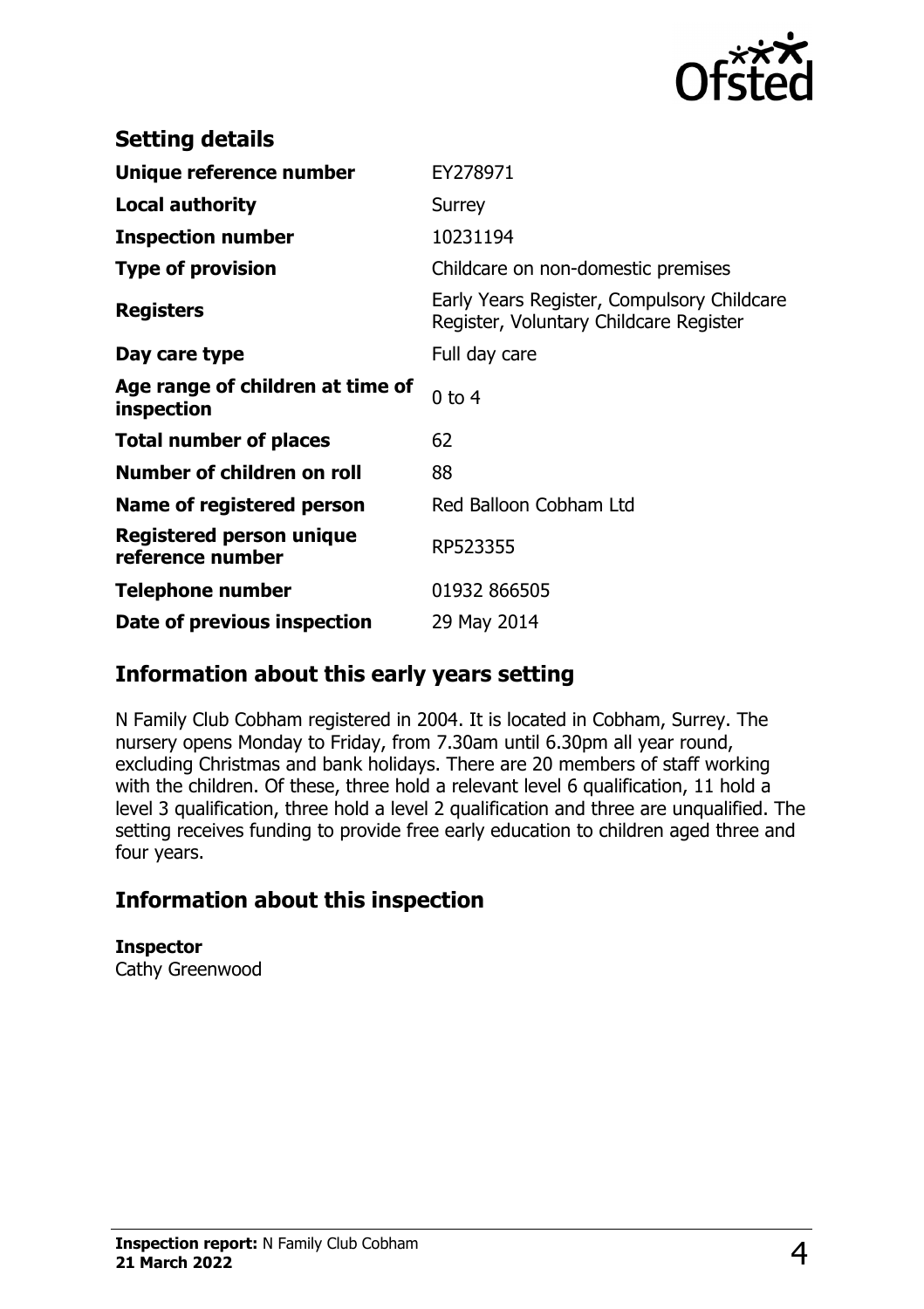## Setting details

| | |
|---|---|
| **Unique reference number** | EY278971 |
| **Local authority** | Surrey |
| **Inspection number** | 10231194 |
| **Type of provision** | Childcare on non-domestic premises |
| **Registers** | Early Years Register, Compulsory Childcare Register, Voluntary Childcare Register |
| **Day care type** | Full day care |
| **Age range of children at time of inspection** | 0 to 4 |
| **Total number of places** | 62 |
| **Number of children on roll** | 88 |
| **Name of registered person** | Red Balloon Cobham Ltd |
| **Registered person unique reference number** | RP523355 |
| **Telephone number** | 01932 866505 |
| **Date of previous inspection** | 29 May 2014 |

## Information about this early years setting

N Family Club Cobham registered in 2004. It is located in Cobham, Surrey. The nursery opens Monday to Friday, from 7.30am until 6.30pm all year round, excluding Christmas and bank holidays. There are 20 members of staff working with the children. Of these, three hold a relevant level 6 qualification, 11 hold a level 3 qualification, three hold a level 2 qualification and three are unqualified. The setting receives funding to provide free early education to children aged three and four years.

## Information about this inspection

**Inspector**
Cathy Greenwood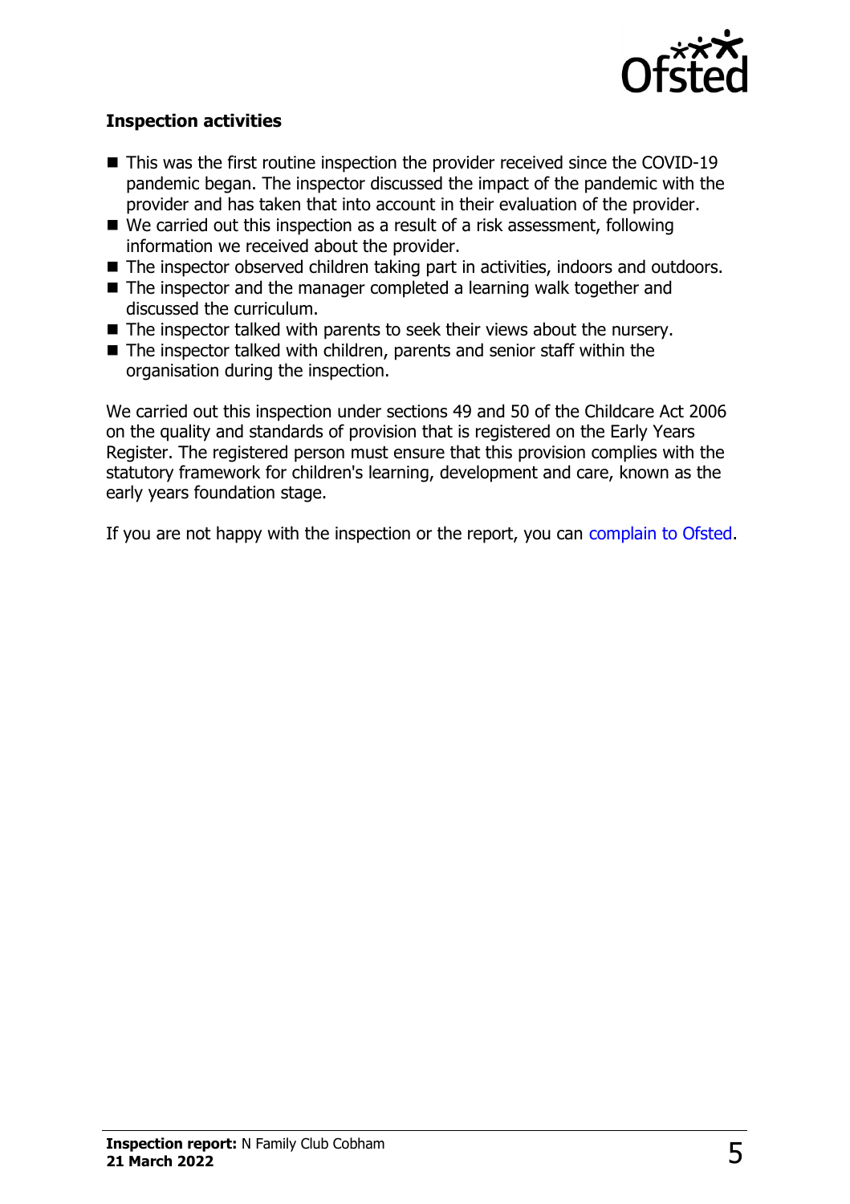### Inspection activities

- This was the first routine inspection the provider received since the COVID-19 pandemic began. The inspector discussed the impact of the pandemic with the provider and has taken that into account in their evaluation of the provider.
- We carried out this inspection as a result of a risk assessment, following information we received about the provider.
- The inspector observed children taking part in activities, indoors and outdoors.
- The inspector and the manager completed a learning walk together and discussed the curriculum.
- The inspector talked with parents to seek their views about the nursery.
- The inspector talked with children, parents and senior staff within the organisation during the inspection.

We carried out this inspection under sections 49 and 50 of the Childcare Act 2006 on the quality and standards of provision that is registered on the Early Years Register. The registered person must ensure that this provision complies with the statutory framework for children's learning, development and care, known as the early years foundation stage.

If you are not happy with the inspection or the report, you can complain to Ofsted.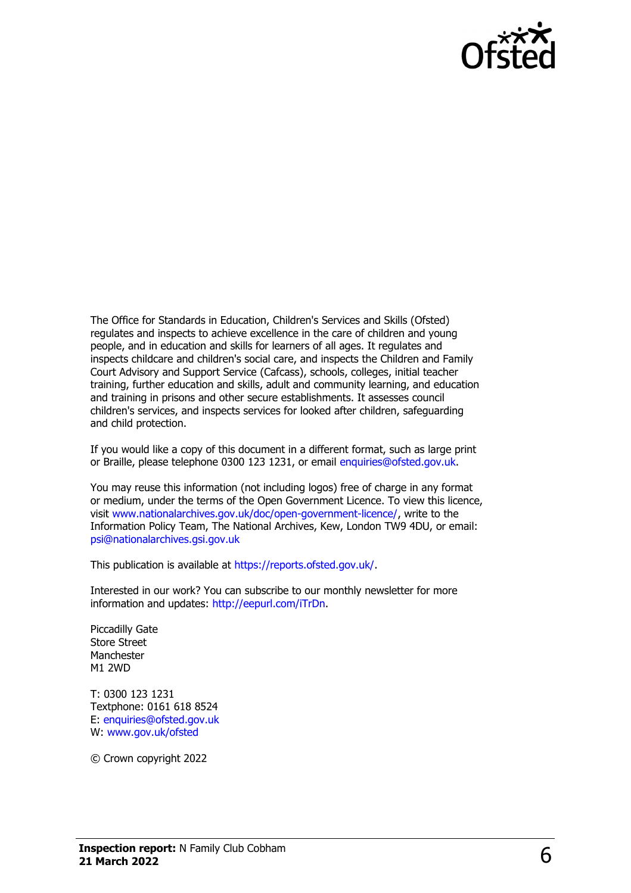The Office for Standards in Education, Children's Services and Skills (Ofsted) regulates and inspects to achieve excellence in the care of children and young people, and in education and skills for learners of all ages. It regulates and inspects childcare and children's social care, and inspects the Children and Family Court Advisory and Support Service (Cafcass), schools, colleges, initial teacher training, further education and skills, adult and community learning, and education and training in prisons and other secure establishments. It assesses council children's services, and inspects services for looked after children, safeguarding and child protection.

If you would like a copy of this document in a different format, such as large print or Braille, please telephone 0300 123 1231, or email enquiries@ofsted.gov.uk.

You may reuse this information (not including logos) free of charge in any format or medium, under the terms of the Open Government Licence. To view this licence, visit www.nationalarchives.gov.uk/doc/open-government-licence/, write to the Information Policy Team, The National Archives, Kew, London TW9 4DU, or email: psi@nationalarchives.gsi.gov.uk

This publication is available at https://reports.ofsted.gov.uk/.

Interested in our work? You can subscribe to our monthly newsletter for more information and updates: http://eepurl.com/iTrDn.

Piccadilly Gate
Store Street
Manchester
M1 2WD

T: 0300 123 1231
Textphone: 0161 618 8524
E: enquiries@ofsted.gov.uk
W: www.gov.uk/ofsted

© Crown copyright 2022